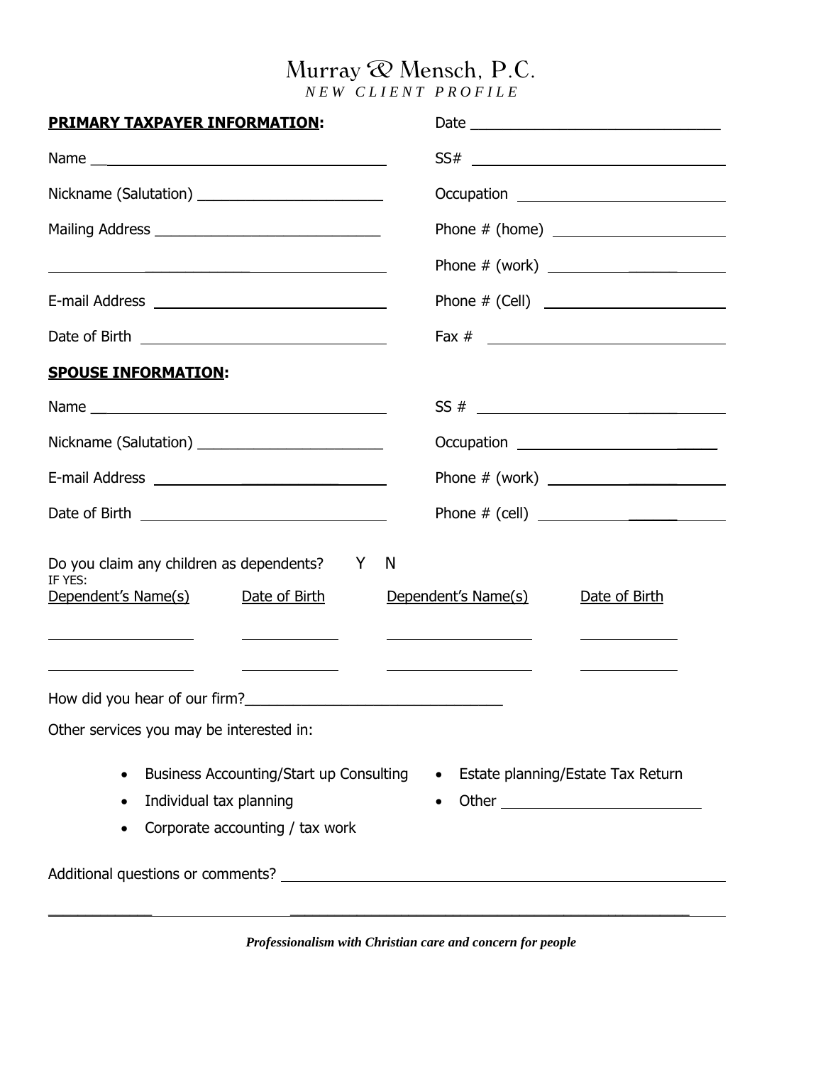# Murray & Mensch, P.C.

*NEW CLIENT PROFILE*

**PRIMARY TAXPAYER INFORMATION:**

Date ______________________________

Name ______________________________

SS# ______________________________

Nickname (Salutation) ______________________

Occupation ______________________

Mailing Address ___________________________

Phone # (home) ____________________

______________________________

Phone # (work) ____________________

E-mail Address ___________________________

Phone # (Cell) ____________________

Date of Birth ___________________________

Fax # ______________________________

**SPOUSE INFORMATION:**

Name ______________________________

SS # ______________________________

Nickname (Salutation) ______________________

Occupation ______________________

E-mail Address ___________________________

Phone # (work) ____________________

Date of Birth ___________________________

Phone # (cell) ____________________

Do you claim any children as dependents? Y N

IF YES:

| Dependent's Name(s) | Date of Birth | Dependent's Name(s) | Date of Birth |
|---|---|---|---|
| | | | |
| | | | |

How did you hear of our firm?_______________________________

Other services you may be interested in:

- Business Accounting/Start up Consulting
- Individual tax planning
- Corporate accounting / tax work
- Estate planning/Estate Tax Return
- Other ________________________

Additional questions or comments? ______________________________________________

________________________________________________________________________

***Professionalism with Christian care and concern for people***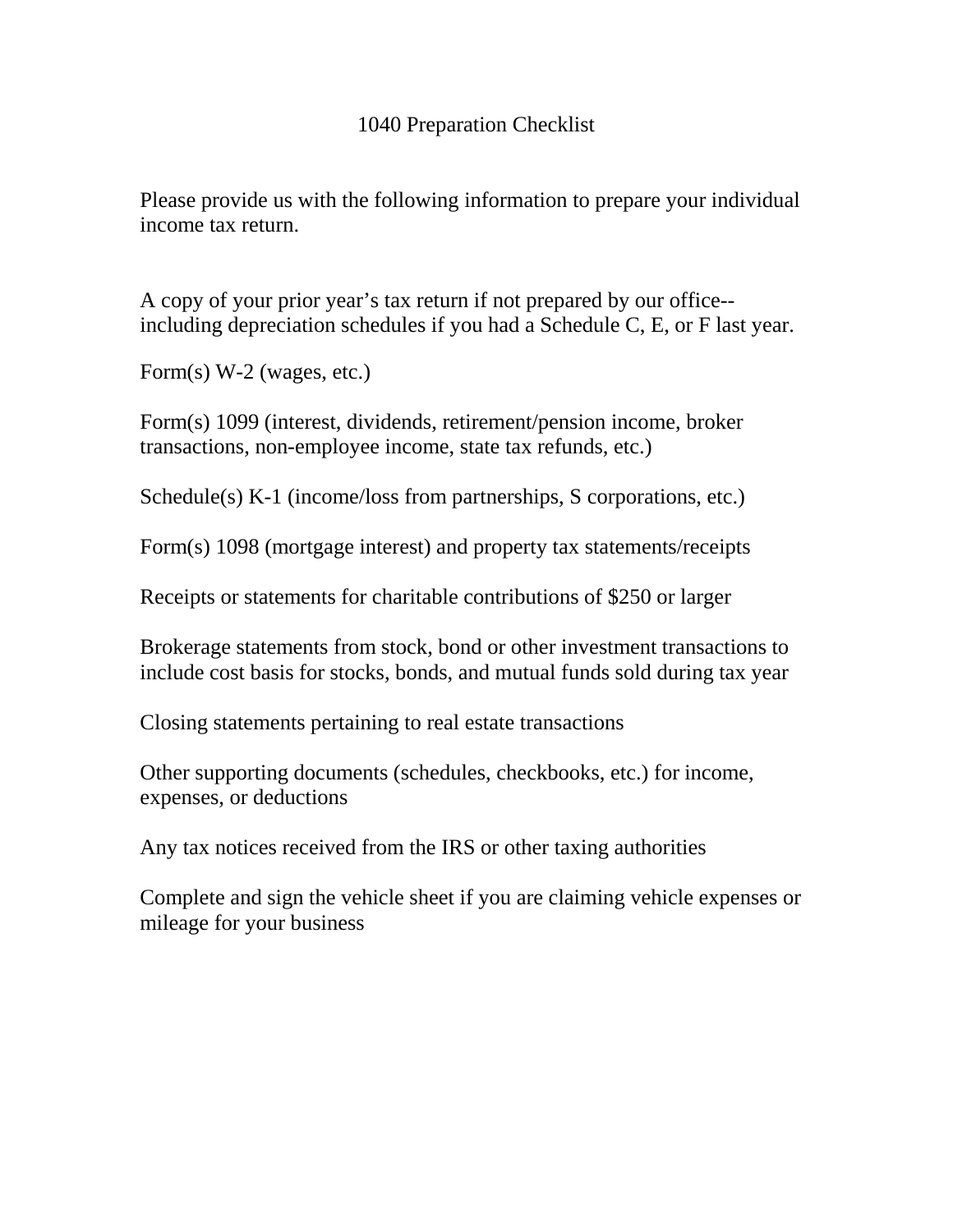# 1040 Preparation Checklist

Please provide us with the following information to prepare your individual income tax return.

A copy of your prior year's tax return if not prepared by our office--including depreciation schedules if you had a Schedule C, E, or F last year.

Form(s) W-2 (wages, etc.)

Form(s) 1099 (interest, dividends, retirement/pension income, broker transactions, non-employee income, state tax refunds, etc.)

Schedule(s) K-1 (income/loss from partnerships, S corporations, etc.)

Form(s) 1098 (mortgage interest) and property tax statements/receipts

Receipts or statements for charitable contributions of $250 or larger

Brokerage statements from stock, bond or other investment transactions to include cost basis for stocks, bonds, and mutual funds sold during tax year

Closing statements pertaining to real estate transactions

Other supporting documents (schedules, checkbooks, etc.) for income, expenses, or deductions

Any tax notices received from the IRS or other taxing authorities

Complete and sign the vehicle sheet if you are claiming vehicle expenses or mileage for your business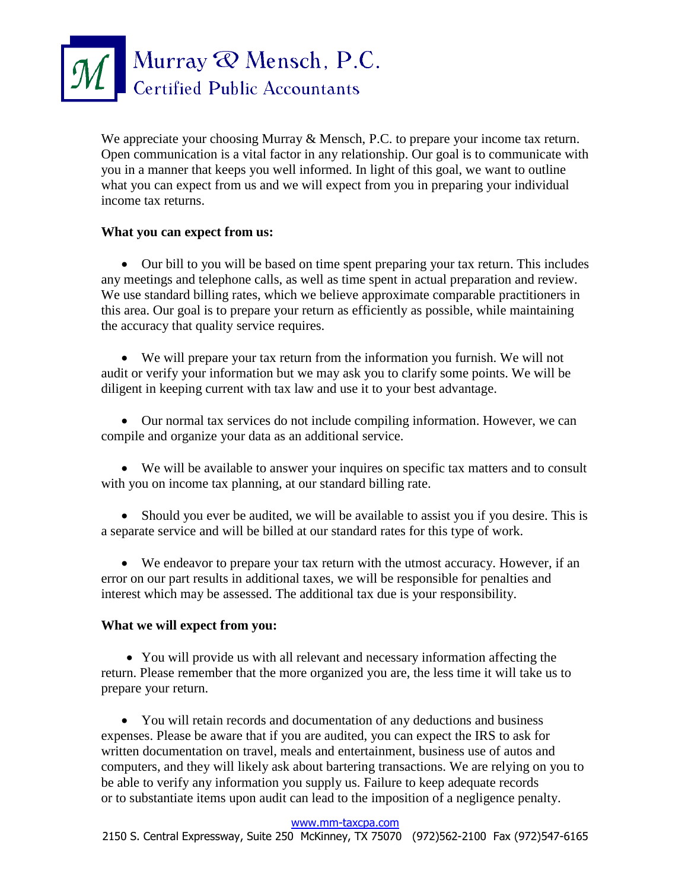# Murray & Mensch, P.C.

## Certified Public Accountants

We appreciate your choosing Murray & Mensch, P.C. to prepare your income tax return. Open communication is a vital factor in any relationship. Our goal is to communicate with you in a manner that keeps you well informed. In light of this goal, we want to outline what you can expect from us and we will expect from you in preparing your individual income tax returns.

**What you can expect from us:**

- Our bill to you will be based on time spent preparing your tax return. This includes any meetings and telephone calls, as well as time spent in actual preparation and review. We use standard billing rates, which we believe approximate comparable practitioners in this area. Our goal is to prepare your return as efficiently as possible, while maintaining the accuracy that quality service requires.

- We will prepare your tax return from the information you furnish. We will not audit or verify your information but we may ask you to clarify some points. We will be diligent in keeping current with tax law and use it to your best advantage.

- Our normal tax services do not include compiling information. However, we can compile and organize your data as an additional service.

- We will be available to answer your inquires on specific tax matters and to consult with you on income tax planning, at our standard billing rate.

- Should you ever be audited, we will be available to assist you if you desire. This is a separate service and will be billed at our standard rates for this type of work.

- We endeavor to prepare your tax return with the utmost accuracy. However, if an error on our part results in additional taxes, we will be responsible for penalties and interest which may be assessed. The additional tax due is your responsibility.

**What we will expect from you:**

- You will provide us with all relevant and necessary information affecting the return. Please remember that the more organized you are, the less time it will take us to prepare your return.

- You will retain records and documentation of any deductions and business expenses. Please be aware that if you are audited, you can expect the IRS to ask for written documentation on travel, meals and entertainment, business use of autos and computers, and they will likely ask about bartering transactions. We are relying on you to be able to verify any information you supply us. Failure to keep adequate records or to substantiate items upon audit can lead to the imposition of a negligence penalty.

www.mm-taxcpa.com
2150 S. Central Expressway, Suite 250 McKinney, TX 75070 (972)562-2100 Fax (972)547-6165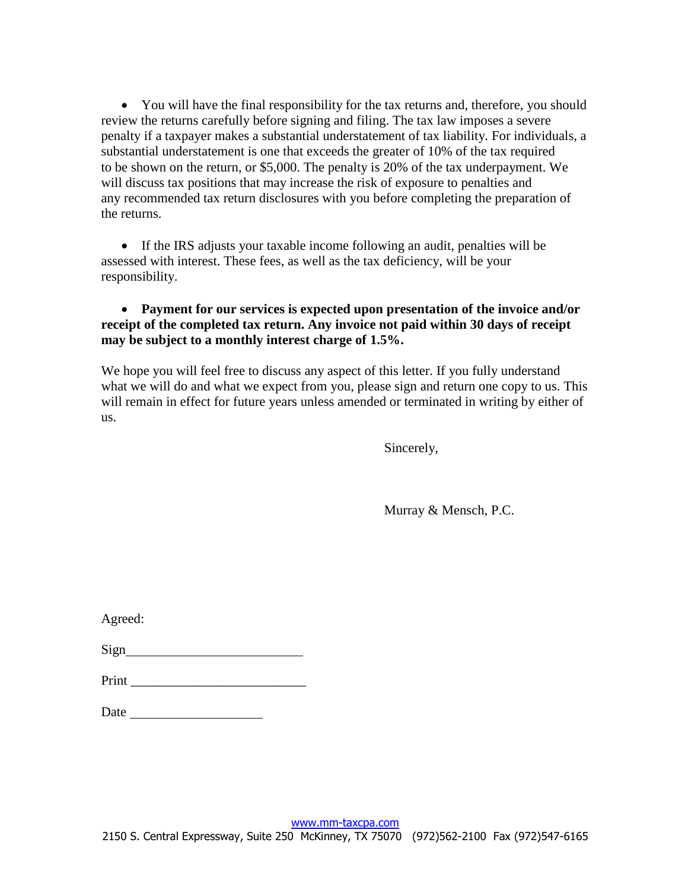- You will have the final responsibility for the tax returns and, therefore, you should review the returns carefully before signing and filing. The tax law imposes a severe penalty if a taxpayer makes a substantial understatement of tax liability. For individuals, a substantial understatement is one that exceeds the greater of 10% of the tax required to be shown on the return, or $5,000. The penalty is 20% of the tax underpayment. We will discuss tax positions that may increase the risk of exposure to penalties and any recommended tax return disclosures with you before completing the preparation of the returns.

- If the IRS adjusts your taxable income following an audit, penalties will be assessed with interest. These fees, as well as the tax deficiency, will be your responsibility.

- **Payment for our services is expected upon presentation of the invoice and/or receipt of the completed tax return. Any invoice not paid within 30 days of receipt may be subject to a monthly interest charge of 1.5%.**

We hope you will feel free to discuss any aspect of this letter. If you fully understand what we will do and what we expect from you, please sign and return one copy to us. This will remain in effect for future years unless amended or terminated in writing by either of us.

Sincerely,

Murray & Mensch, P.C.

Agreed:

Sign\_\_\_\_\_\_\_\_\_\_\_\_\_\_\_\_\_\_\_\_\_\_\_\_\_\_

Print \_\_\_\_\_\_\_\_\_\_\_\_\_\_\_\_\_\_\_\_\_\_\_\_\_\_

Date \_\_\_\_\_\_\_\_\_\_\_\_\_\_\_\_\_\_\_\_

www.mm-taxcpa.com
2150 S. Central Expressway, Suite 250 McKinney, TX 75070 (972)562-2100 Fax (972)547-6165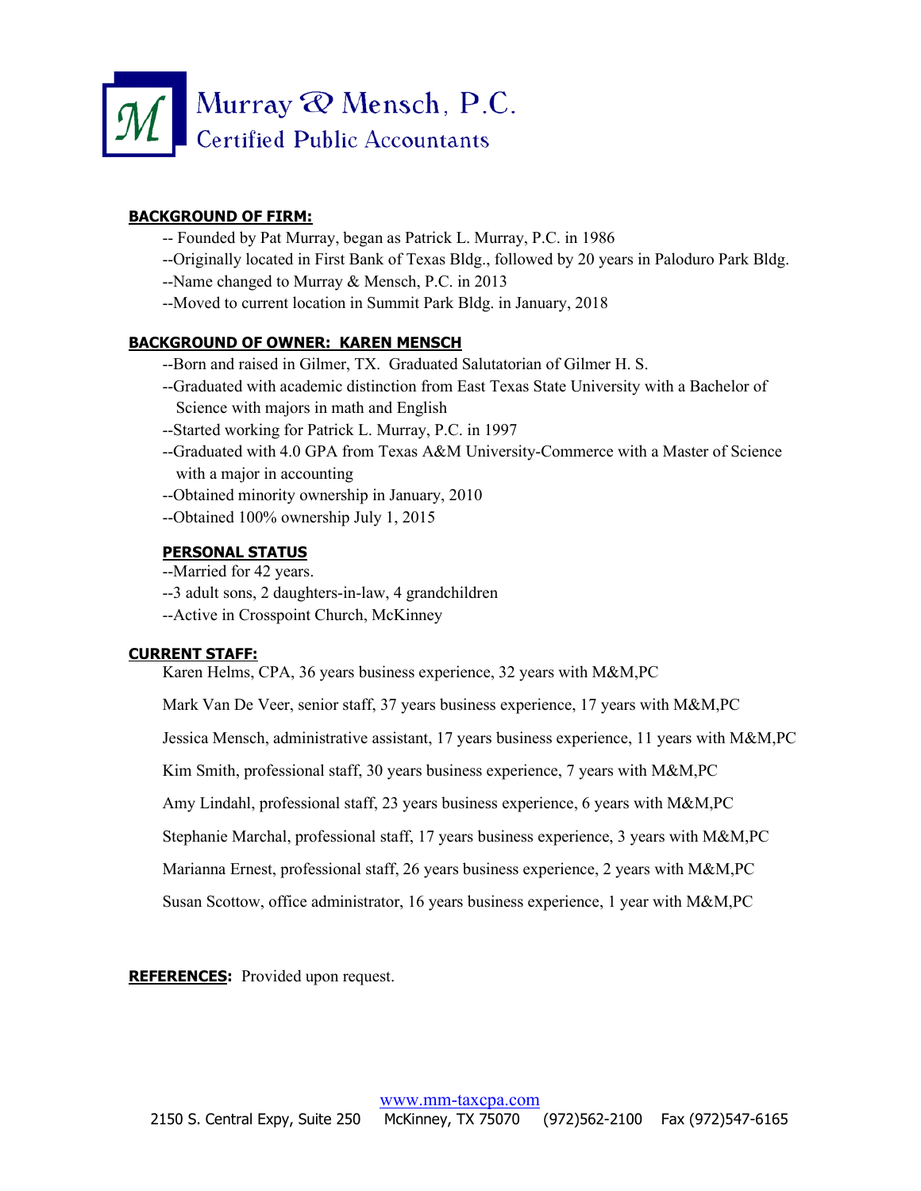# Murray & Mensch, P.C.
## Certified Public Accountants

**BACKGROUND OF FIRM:**

-- Founded by Pat Murray, began as Patrick L. Murray, P.C. in 1986

--Originally located in First Bank of Texas Bldg., followed by 20 years in Paloduro Park Bldg.

--Name changed to Murray & Mensch, P.C. in 2013

--Moved to current location in Summit Park Bldg. in January, 2018

**BACKGROUND OF OWNER: KAREN MENSCH**

--Born and raised in Gilmer, TX. Graduated Salutatorian of Gilmer H. S.

--Graduated with academic distinction from East Texas State University with a Bachelor of Science with majors in math and English

--Started working for Patrick L. Murray, P.C. in 1997

--Graduated with 4.0 GPA from Texas A&M University-Commerce with a Master of Science with a major in accounting

--Obtained minority ownership in January, 2010

--Obtained 100% ownership July 1, 2015

**PERSONAL STATUS**

--Married for 42 years.

--3 adult sons, 2 daughters-in-law, 4 grandchildren

--Active in Crosspoint Church, McKinney

**CURRENT STAFF:**

Karen Helms, CPA, 36 years business experience, 32 years with M&M,PC

Mark Van De Veer, senior staff, 37 years business experience, 17 years with M&M,PC

Jessica Mensch, administrative assistant, 17 years business experience, 11 years with M&M,PC

Kim Smith, professional staff, 30 years business experience, 7 years with M&M,PC

Amy Lindahl, professional staff, 23 years business experience, 6 years with M&M,PC

Stephanie Marchal, professional staff, 17 years business experience, 3 years with M&M,PC

Marianna Ernest, professional staff, 26 years business experience, 2 years with M&M,PC

Susan Scottow, office administrator, 16 years business experience, 1 year with M&M,PC

**REFERENCES:** Provided upon request.

www.mm-taxcpa.com

2150 S. Central Expy, Suite 250 McKinney, TX 75070 (972)562-2100 Fax (972)547-6165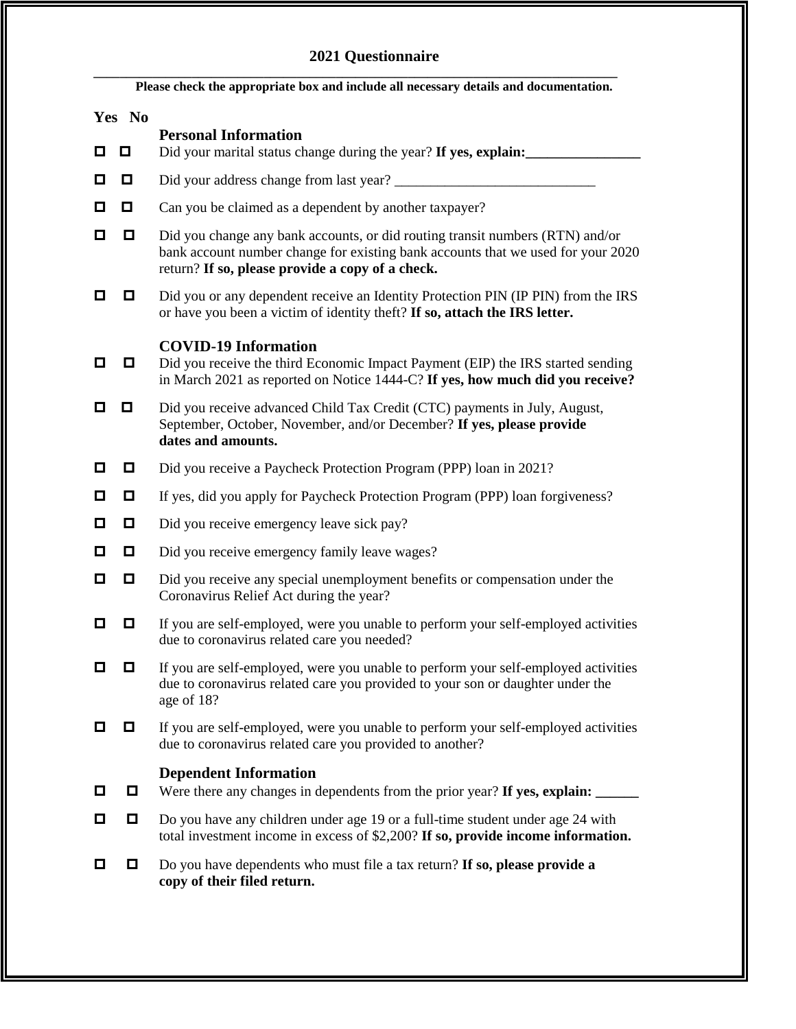## 2021 Questionnaire

**Please check the appropriate box and include all necessary details and documentation.**

| Yes | No | |
|---|---|---|
| | | **Personal Information** |
| ☐ | ☐ | Did your marital status change during the year? **If yes, explain:________________** |
| ☐ | ☐ | Did your address change from last year? ____________________________ |
| ☐ | ☐ | Can you be claimed as a dependent by another taxpayer? |
| ☐ | ☐ | Did you change any bank accounts, or did routing transit numbers (RTN) and/or bank account number change for existing bank accounts that we used for your 2020 return? **If so, please provide a copy of a check.** |
| ☐ | ☐ | Did you or any dependent receive an Identity Protection PIN (IP PIN) from the IRS or have you been a victim of identity theft? **If so, attach the IRS letter.** |
| | | **COVID-19 Information** |
| ☐ | ☐ | Did you receive the third Economic Impact Payment (EIP) the IRS started sending in March 2021 as reported on Notice 1444-C? **If yes, how much did you receive?** |
| ☐ | ☐ | Did you receive advanced Child Tax Credit (CTC) payments in July, August, September, October, November, and/or December? **If yes, please provide dates and amounts.** |
| ☐ | ☐ | Did you receive a Paycheck Protection Program (PPP) loan in 2021? |
| ☐ | ☐ | If yes, did you apply for Paycheck Protection Program (PPP) loan forgiveness? |
| ☐ | ☐ | Did you receive emergency leave sick pay? |
| ☐ | ☐ | Did you receive emergency family leave wages? |
| ☐ | ☐ | Did you receive any special unemployment benefits or compensation under the Coronavirus Relief Act during the year? |
| ☐ | ☐ | If you are self-employed, were you unable to perform your self-employed activities due to coronavirus related care you needed? |
| ☐ | ☐ | If you are self-employed, were you unable to perform your self-employed activities due to coronavirus related care you provided to your son or daughter under the age of 18? |
| ☐ | ☐ | If you are self-employed, were you unable to perform your self-employed activities due to coronavirus related care you provided to another? |
| | | **Dependent Information** |
| ☐ | ☐ | Were there any changes in dependents from the prior year? **If yes, explain: ______** |
| ☐ | ☐ | Do you have any children under age 19 or a full-time student under age 24 with total investment income in excess of $2,200? **If so, provide income information.** |
| ☐ | ☐ | Do you have dependents who must file a tax return? **If so, please provide a copy of their filed return.** |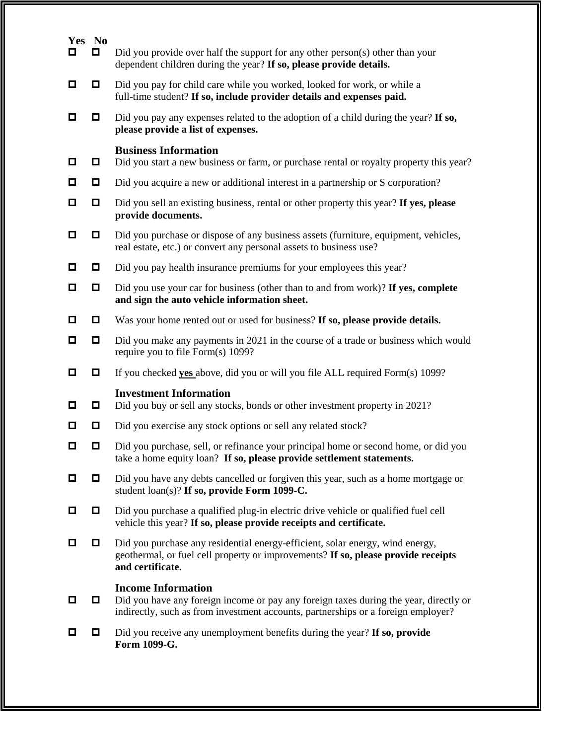| Yes | No | |
|---|---|---|
| ☐ | ☐ | Did you provide over half the support for any other person(s) other than your dependent children during the year? **If so, please provide details.** |
| ☐ | ☐ | Did you pay for child care while you worked, looked for work, or while a full-time student? **If so, include provider details and expenses paid.** |
| ☐ | ☐ | Did you pay any expenses related to the adoption of a child during the year? **If so, please provide a list of expenses.** |

### Business Information

| Yes | No | |
|---|---|---|
| ☐ | ☐ | Did you start a new business or farm, or purchase rental or royalty property this year? |
| ☐ | ☐ | Did you acquire a new or additional interest in a partnership or S corporation? |
| ☐ | ☐ | Did you sell an existing business, rental or other property this year? **If yes, please provide documents.** |
| ☐ | ☐ | Did you purchase or dispose of any business assets (furniture, equipment, vehicles, real estate, etc.) or convert any personal assets to business use? |
| ☐ | ☐ | Did you pay health insurance premiums for your employees this year? |
| ☐ | ☐ | Did you use your car for business (other than to and from work)? **If yes, complete and sign the auto vehicle information sheet.** |
| ☐ | ☐ | Was your home rented out or used for business? **If so, please provide details.** |
| ☐ | ☐ | Did you make any payments in 2021 in the course of a trade or business which would require you to file Form(s) 1099? |
| ☐ | ☐ | If you checked **yes** above, did you or will you file ALL required Form(s) 1099? |

### Investment Information

| Yes | No | |
|---|---|---|
| ☐ | ☐ | Did you buy or sell any stocks, bonds or other investment property in 2021? |
| ☐ | ☐ | Did you exercise any stock options or sell any related stock? |
| ☐ | ☐ | Did you purchase, sell, or refinance your principal home or second home, or did you take a home equity loan? **If so, please provide settlement statements.** |
| ☐ | ☐ | Did you have any debts cancelled or forgiven this year, such as a home mortgage or student loan(s)? **If so, provide Form 1099-C.** |
| ☐ | ☐ | Did you purchase a qualified plug-in electric drive vehicle or qualified fuel cell vehicle this year? **If so, please provide receipts and certificate.** |
| ☐ | ☐ | Did you purchase any residential energy-efficient, solar energy, wind energy, geothermal, or fuel cell property or improvements? **If so, please provide receipts and certificate.** |

### Income Information

| Yes | No | |
|---|---|---|
| ☐ | ☐ | Did you have any foreign income or pay any foreign taxes during the year, directly or indirectly, such as from investment accounts, partnerships or a foreign employer? |
| ☐ | ☐ | Did you receive any unemployment benefits during the year? **If so, provide Form 1099-G.** |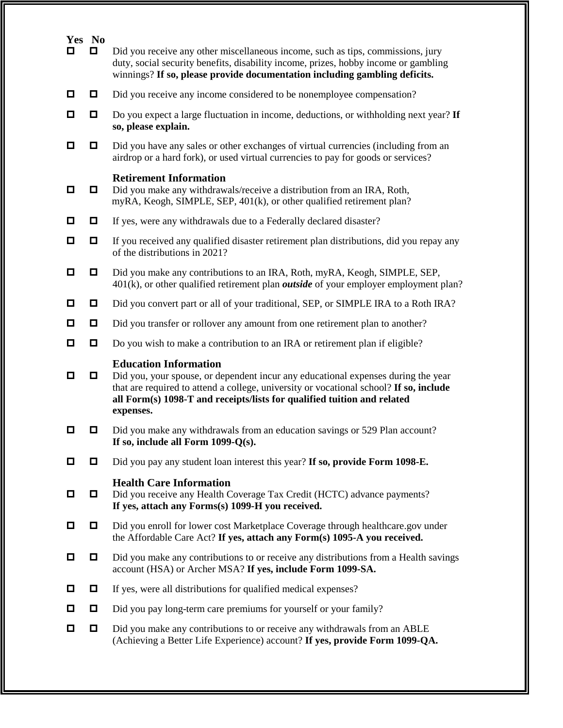| Yes | No | |
|---|---|---|
| ☐ | ☐ | Did you receive any other miscellaneous income, such as tips, commissions, jury duty, social security benefits, disability income, prizes, hobby income or gambling winnings? **If so, please provide documentation including gambling deficits.** |
| ☐ | ☐ | Did you receive any income considered to be nonemployee compensation? |
| ☐ | ☐ | Do you expect a large fluctuation in income, deductions, or withholding next year? **If so, please explain.** |
| ☐ | ☐ | Did you have any sales or other exchanges of virtual currencies (including from an airdrop or a hard fork), or used virtual currencies to pay for goods or services? |

### Retirement Information

| Yes | No | |
|---|---|---|
| ☐ | ☐ | Did you make any withdrawals/receive a distribution from an IRA, Roth, myRA, Keogh, SIMPLE, SEP, 401(k), or other qualified retirement plan? |
| ☐ | ☐ | If yes, were any withdrawals due to a Federally declared disaster? |
| ☐ | ☐ | If you received any qualified disaster retirement plan distributions, did you repay any of the distributions in 2021? |
| ☐ | ☐ | Did you make any contributions to an IRA, Roth, myRA, Keogh, SIMPLE, SEP, 401(k), or other qualified retirement plan ***outside*** of your employer employment plan? |
| ☐ | ☐ | Did you convert part or all of your traditional, SEP, or SIMPLE IRA to a Roth IRA? |
| ☐ | ☐ | Did you transfer or rollover any amount from one retirement plan to another? |
| ☐ | ☐ | Do you wish to make a contribution to an IRA or retirement plan if eligible? |

### Education Information

| Yes | No | |
|---|---|---|
| ☐ | ☐ | Did you, your spouse, or dependent incur any educational expenses during the year that are required to attend a college, university or vocational school? **If so, include all Form(s) 1098-T and receipts/lists for qualified tuition and related expenses.** |
| ☐ | ☐ | Did you make any withdrawals from an education savings or 529 Plan account? **If so, include all Form 1099-Q(s).** |
| ☐ | ☐ | Did you pay any student loan interest this year? **If so, provide Form 1098-E.** |

### Health Care Information

| Yes | No | |
|---|---|---|
| ☐ | ☐ | Did you receive any Health Coverage Tax Credit (HCTC) advance payments? **If yes, attach any Forms(s) 1099-H you received.** |
| ☐ | ☐ | Did you enroll for lower cost Marketplace Coverage through healthcare.gov under the Affordable Care Act? **If yes, attach any Form(s) 1095-A you received.** |
| ☐ | ☐ | Did you make any contributions to or receive any distributions from a Health savings account (HSA) or Archer MSA? **If yes, include Form 1099-SA.** |
| ☐ | ☐ | If yes, were all distributions for qualified medical expenses? |
| ☐ | ☐ | Did you pay long-term care premiums for yourself or your family? |
| ☐ | ☐ | Did you make any contributions to or receive any withdrawals from an ABLE (Achieving a Better Life Experience) account? **If yes, provide Form 1099-QA.** |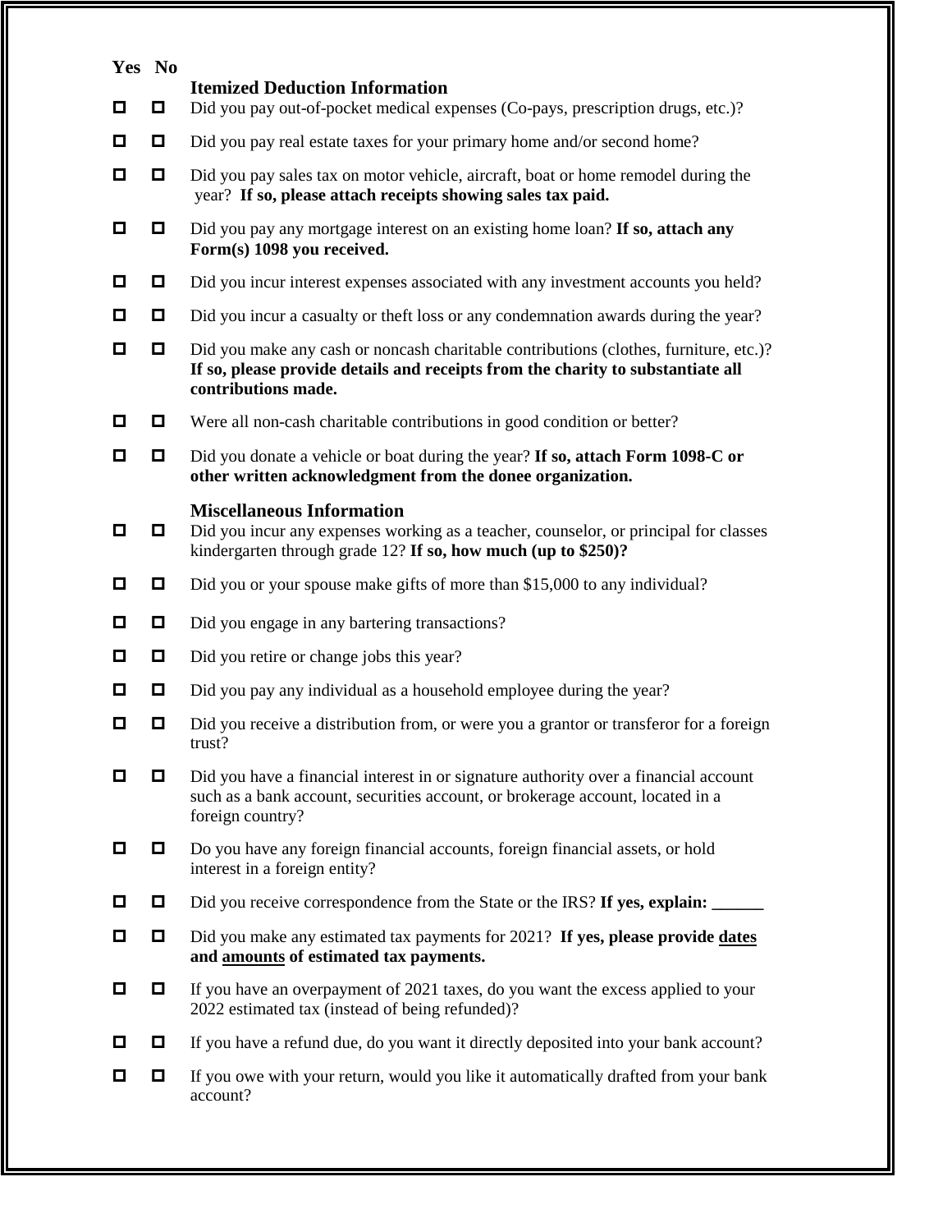| Yes | No | |
|---|---|---|
| | | **Itemized Deduction Information** |
| ☐ | ☐ | Did you pay out-of-pocket medical expenses (Co-pays, prescription drugs, etc.)? |
| ☐ | ☐ | Did you pay real estate taxes for your primary home and/or second home? |
| ☐ | ☐ | Did you pay sales tax on motor vehicle, aircraft, boat or home remodel during the year? **If so, please attach receipts showing sales tax paid.** |
| ☐ | ☐ | Did you pay any mortgage interest on an existing home loan? **If so, attach any Form(s) 1098 you received.** |
| ☐ | ☐ | Did you incur interest expenses associated with any investment accounts you held? |
| ☐ | ☐ | Did you incur a casualty or theft loss or any condemnation awards during the year? |
| ☐ | ☐ | Did you make any cash or noncash charitable contributions (clothes, furniture, etc.)? **If so, please provide details and receipts from the charity to substantiate all contributions made.** |
| ☐ | ☐ | Were all non-cash charitable contributions in good condition or better? |
| ☐ | ☐ | Did you donate a vehicle or boat during the year? **If so, attach Form 1098-C or other written acknowledgment from the donee organization.** |
| | | **Miscellaneous Information** |
| ☐ | ☐ | Did you incur any expenses working as a teacher, counselor, or principal for classes kindergarten through grade 12? **If so, how much (up to $250)?** |
| ☐ | ☐ | Did you or your spouse make gifts of more than $15,000 to any individual? |
| ☐ | ☐ | Did you engage in any bartering transactions? |
| ☐ | ☐ | Did you retire or change jobs this year? |
| ☐ | ☐ | Did you pay any individual as a household employee during the year? |
| ☐ | ☐ | Did you receive a distribution from, or were you a grantor or transferor for a foreign trust? |
| ☐ | ☐ | Did you have a financial interest in or signature authority over a financial account such as a bank account, securities account, or brokerage account, located in a foreign country? |
| ☐ | ☐ | Do you have any foreign financial accounts, foreign financial assets, or hold interest in a foreign entity? |
| ☐ | ☐ | Did you receive correspondence from the State or the IRS? **If yes, explain: ______** |
| ☐ | ☐ | Did you make any estimated tax payments for 2021? **If yes, please provide <u>dates</u> and <u>amounts</u> of estimated tax payments.** |
| ☐ | ☐ | If you have an overpayment of 2021 taxes, do you want the excess applied to your 2022 estimated tax (instead of being refunded)? |
| ☐ | ☐ | If you have a refund due, do you want it directly deposited into your bank account? |
| ☐ | ☐ | If you owe with your return, would you like it automatically drafted from your bank account? |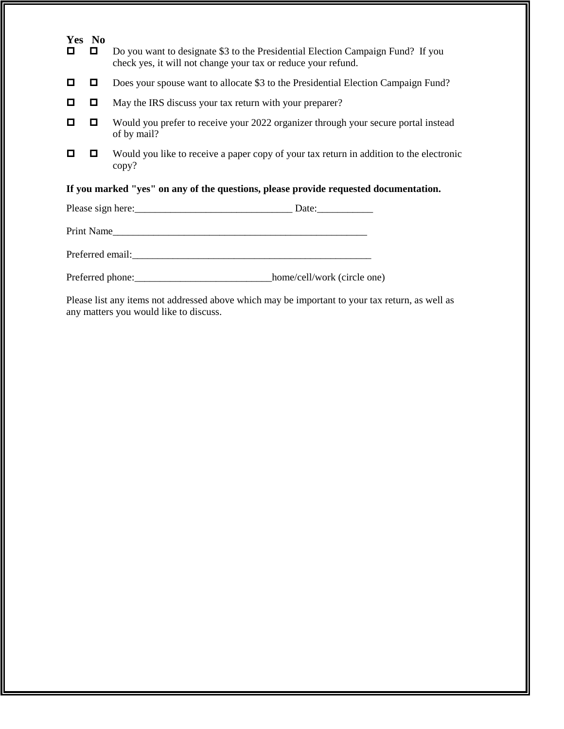| Yes | No | |
|---|---|---|
| ☐ | ☐ | Do you want to designate $3 to the Presidential Election Campaign Fund? If you check yes, it will not change your tax or reduce your refund. |
| ☐ | ☐ | Does your spouse want to allocate $3 to the Presidential Election Campaign Fund? |
| ☐ | ☐ | May the IRS discuss your tax return with your preparer? |
| ☐ | ☐ | Would you prefer to receive your 2022 organizer through your secure portal instead of by mail? |
| ☐ | ☐ | Would you like to receive a paper copy of your tax return in addition to the electronic copy? |

**If you marked "yes" on any of the questions, please provide requested documentation.**

Please sign here:_______________________________ Date:___________

Print Name___________________________________________________

Preferred email:________________________________________________

Preferred phone:___________________________home/cell/work (circle one)

Please list any items not addressed above which may be important to your tax return, as well as any matters you would like to discuss.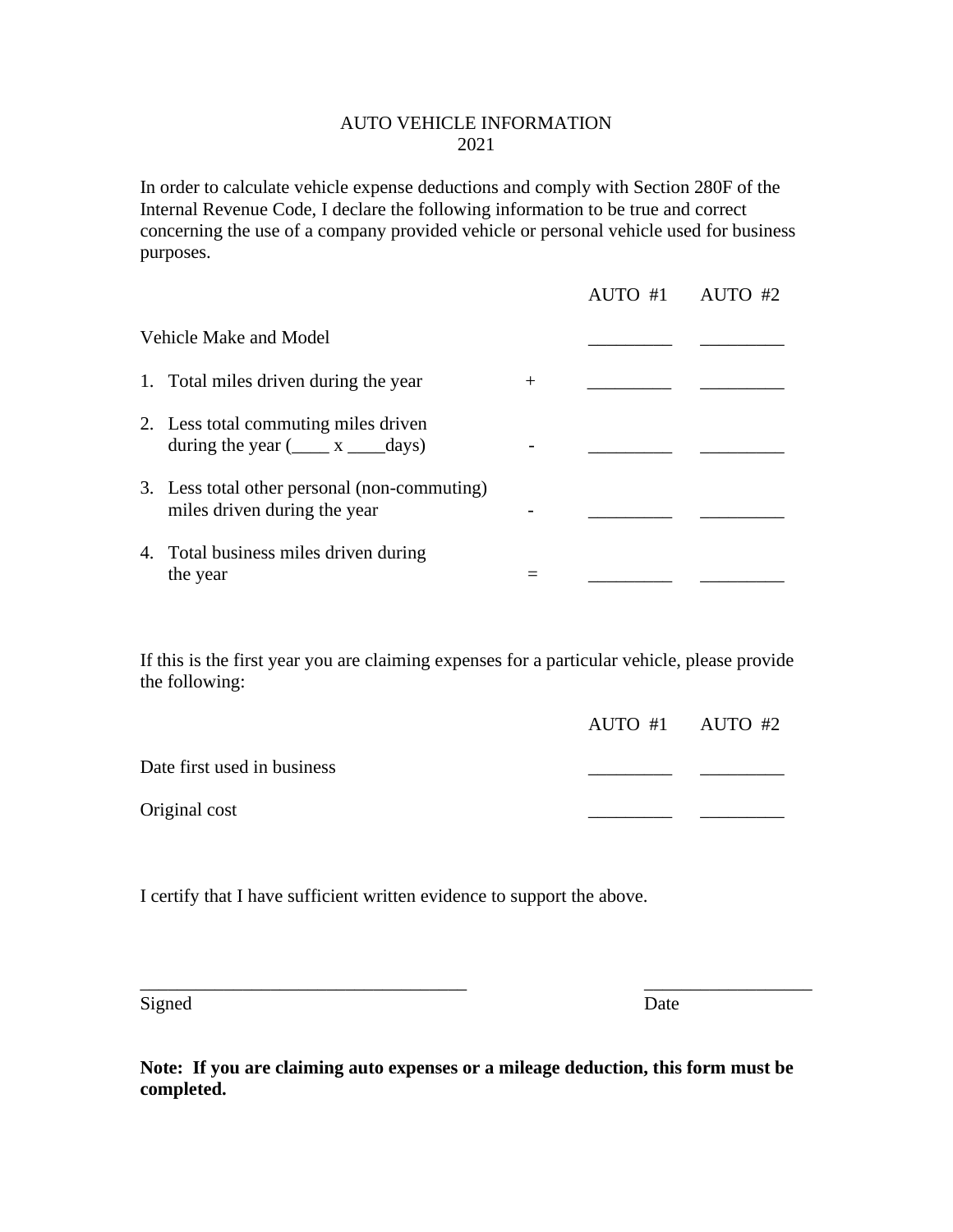# AUTO VEHICLE INFORMATION
## 2021

In order to calculate vehicle expense deductions and comply with Section 280F of the Internal Revenue Code, I declare the following information to be true and correct concerning the use of a company provided vehicle or personal vehicle used for business purposes.

| | | AUTO #1 | AUTO #2 |
|---|---|---|---|
| Vehicle Make and Model | | _________ | _________ |
| 1. Total miles driven during the year | + | _________ | _________ |
| 2. Less total commuting miles driven during the year (____ x ____days) | - | _________ | _________ |
| 3. Less total other personal (non-commuting) miles driven during the year | - | _________ | _________ |
| 4. Total business miles driven during the year | = | _________ | _________ |

If this is the first year you are claiming expenses for a particular vehicle, please provide the following:

| | AUTO #1 | AUTO #2 |
|---|---|---|
| Date first used in business | _________ | _________ |
| Original cost | _________ | _________ |

I certify that I have sufficient written evidence to support the above.

___________________________________ Signed

__________________ Date

**Note: If you are claiming auto expenses or a mileage deduction, this form must be completed.**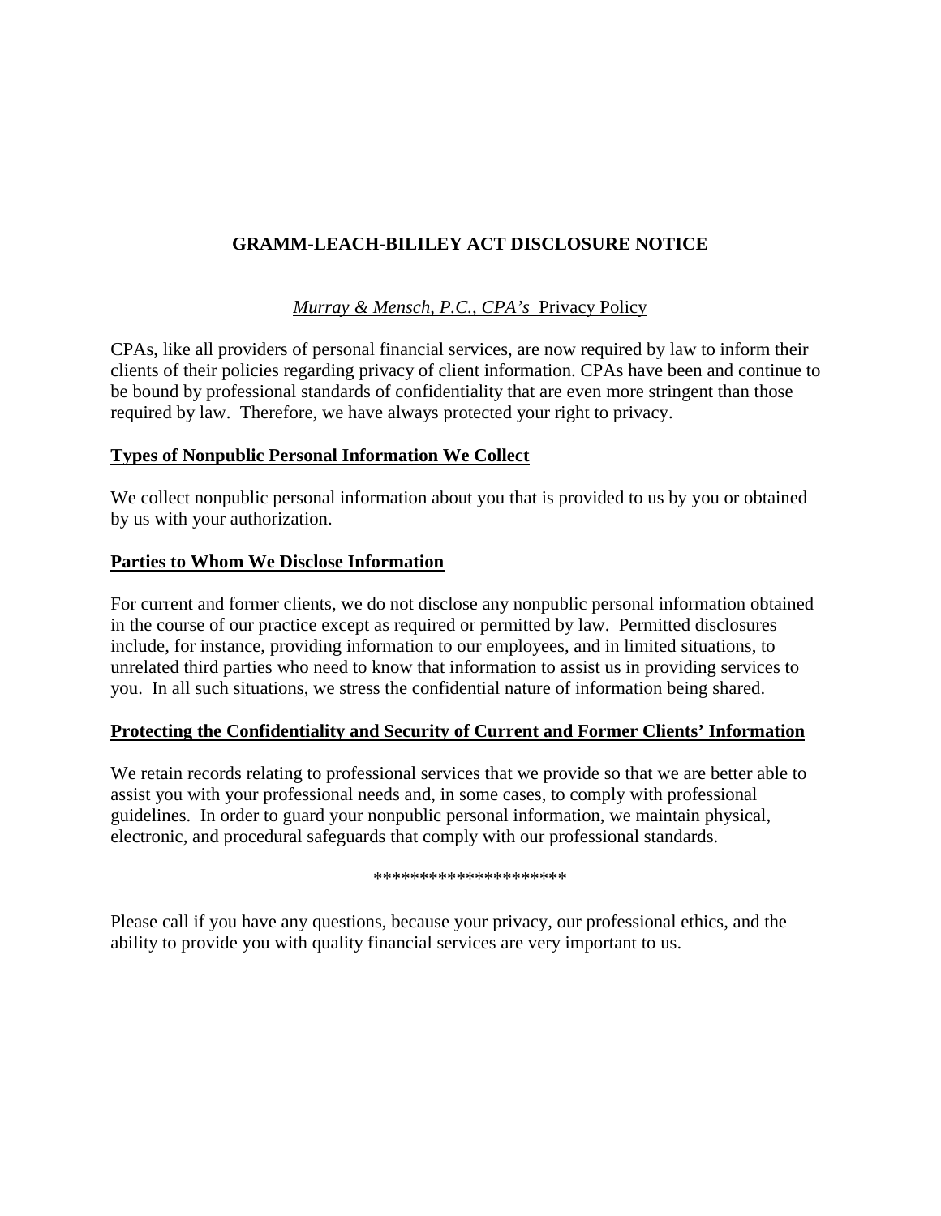# GRAMM-LEACH-BILILEY ACT DISCLOSURE NOTICE

*Murray & Mensch, P.C., CPA's* Privacy Policy

CPAs, like all providers of personal financial services, are now required by law to inform their clients of their policies regarding privacy of client information. CPAs have been and continue to be bound by professional standards of confidentiality that are even more stringent than those required by law. Therefore, we have always protected your right to privacy.

## Types of Nonpublic Personal Information We Collect

We collect nonpublic personal information about you that is provided to us by you or obtained by us with your authorization.

## Parties to Whom We Disclose Information

For current and former clients, we do not disclose any nonpublic personal information obtained in the course of our practice except as required or permitted by law. Permitted disclosures include, for instance, providing information to our employees, and in limited situations, to unrelated third parties who need to know that information to assist us in providing services to you. In all such situations, we stress the confidential nature of information being shared.

## Protecting the Confidentiality and Security of Current and Former Clients' Information

We retain records relating to professional services that we provide so that we are better able to assist you with your professional needs and, in some cases, to comply with professional guidelines. In order to guard your nonpublic personal information, we maintain physical, electronic, and procedural safeguards that comply with our professional standards.

*********************

Please call if you have any questions, because your privacy, our professional ethics, and the ability to provide you with quality financial services are very important to us.